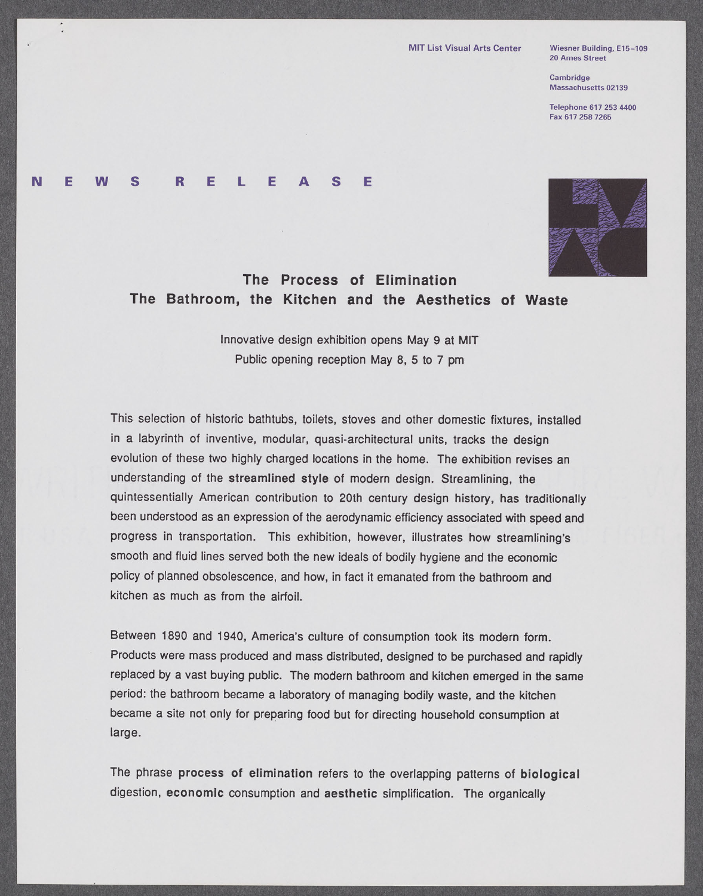MIT List Visual Arts Center

Wiesner Building, E15-109
20 Ames Street

Cambridge
Massachusetts 02139

Telephone 617 253 4400
Fax 617 258 7265

N E W S R E L E A S E

# The Process of Elimination
# The Bathroom, the Kitchen and the Aesthetics of Waste

Innovative design exhibition opens May 9 at MIT
Public opening reception May 8, 5 to 7 pm

This selection of historic bathtubs, toilets, stoves and other domestic fixtures, installed in a labyrinth of inventive, modular, quasi-architectural units, tracks the design evolution of these two highly charged locations in the home. The exhibition revises an understanding of the **streamlined style** of modern design. Streamlining, the quintessentially American contribution to 20th century design history, has traditionally been understood as an expression of the aerodynamic efficiency associated with speed and progress in transportation. This exhibition, however, illustrates how streamlining's smooth and fluid lines served both the new ideals of bodily hygiene and the economic policy of planned obsolescence, and how, in fact it emanated from the bathroom and kitchen as much as from the airfoil.

Between 1890 and 1940, America's culture of consumption took its modern form. Products were mass produced and mass distributed, designed to be purchased and rapidly replaced by a vast buying public. The modern bathroom and kitchen emerged in the same period: the bathroom became a laboratory of managing bodily waste, and the kitchen became a site not only for preparing food but for directing household consumption at large.

The phrase **process of elimination** refers to the overlapping patterns of **biological** digestion, **economic** consumption and **aesthetic** simplification. The organically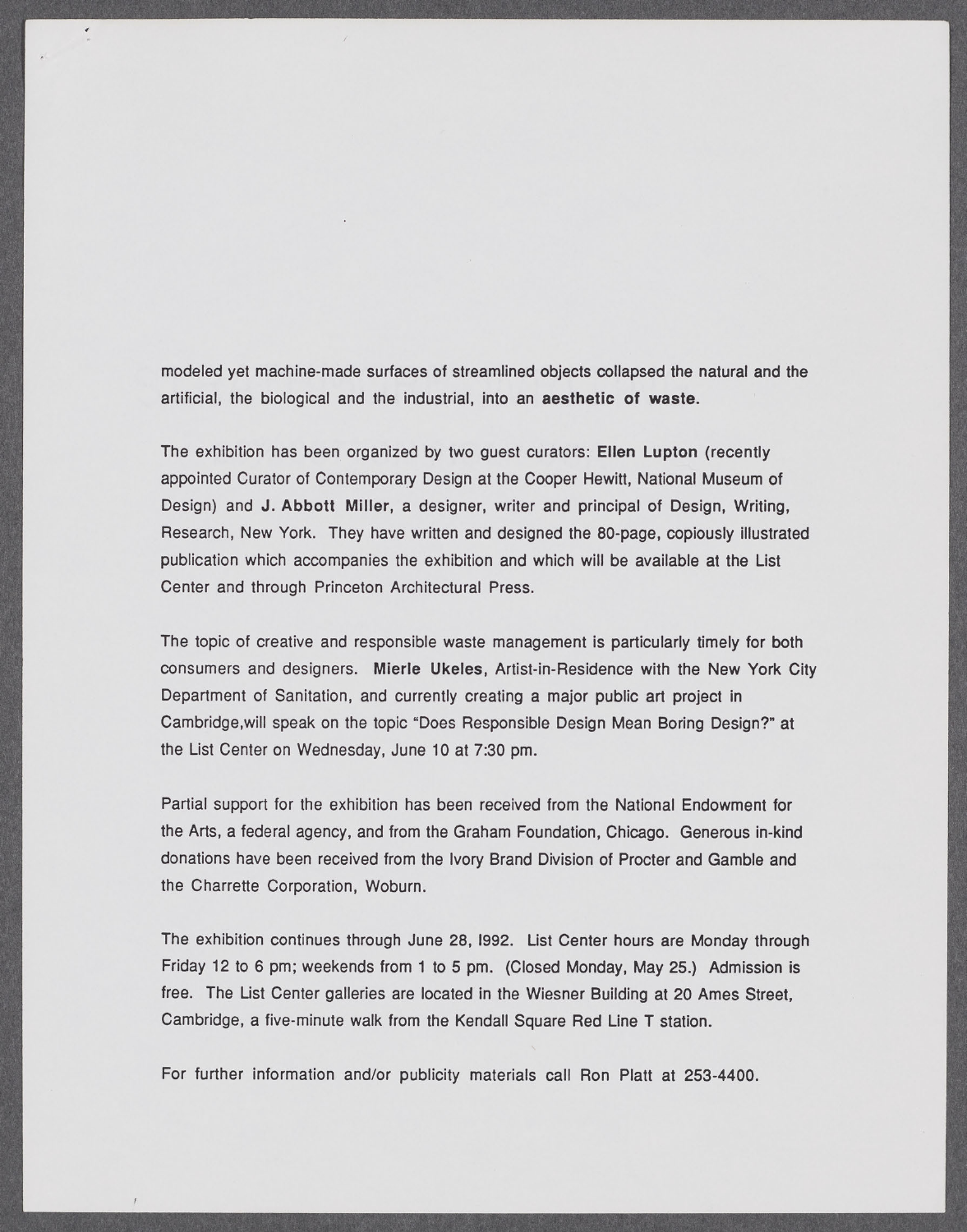modeled yet machine-made surfaces of streamlined objects collapsed the natural and the artificial, the biological and the industrial, into an **aesthetic of waste**.

The exhibition has been organized by two guest curators: **Ellen Lupton** (recently appointed Curator of Contemporary Design at the Cooper Hewitt, National Museum of Design) and **J. Abbott Miller**, a designer, writer and principal of Design, Writing, Research, New York. They have written and designed the 80-page, copiously illustrated publication which accompanies the exhibition and which will be available at the List Center and through Princeton Architectural Press.

The topic of creative and responsible waste management is particularly timely for both consumers and designers. **Mierle Ukeles**, Artist-in-Residence with the New York City Department of Sanitation, and currently creating a major public art project in Cambridge,will speak on the topic "Does Responsible Design Mean Boring Design?" at the List Center on Wednesday, June 10 at 7:30 pm.

Partial support for the exhibition has been received from the National Endowment for the Arts, a federal agency, and from the Graham Foundation, Chicago. Generous in-kind donations have been received from the Ivory Brand Division of Procter and Gamble and the Charrette Corporation, Woburn.

The exhibition continues through June 28, I992. List Center hours are Monday through Friday 12 to 6 pm; weekends from 1 to 5 pm. (Closed Monday, May 25.) Admission is free. The List Center galleries are located in the Wiesner Building at 20 Ames Street, Cambridge, a five-minute walk from the Kendall Square Red Line T station.

For further information and/or publicity materials call Ron Platt at 253-4400.